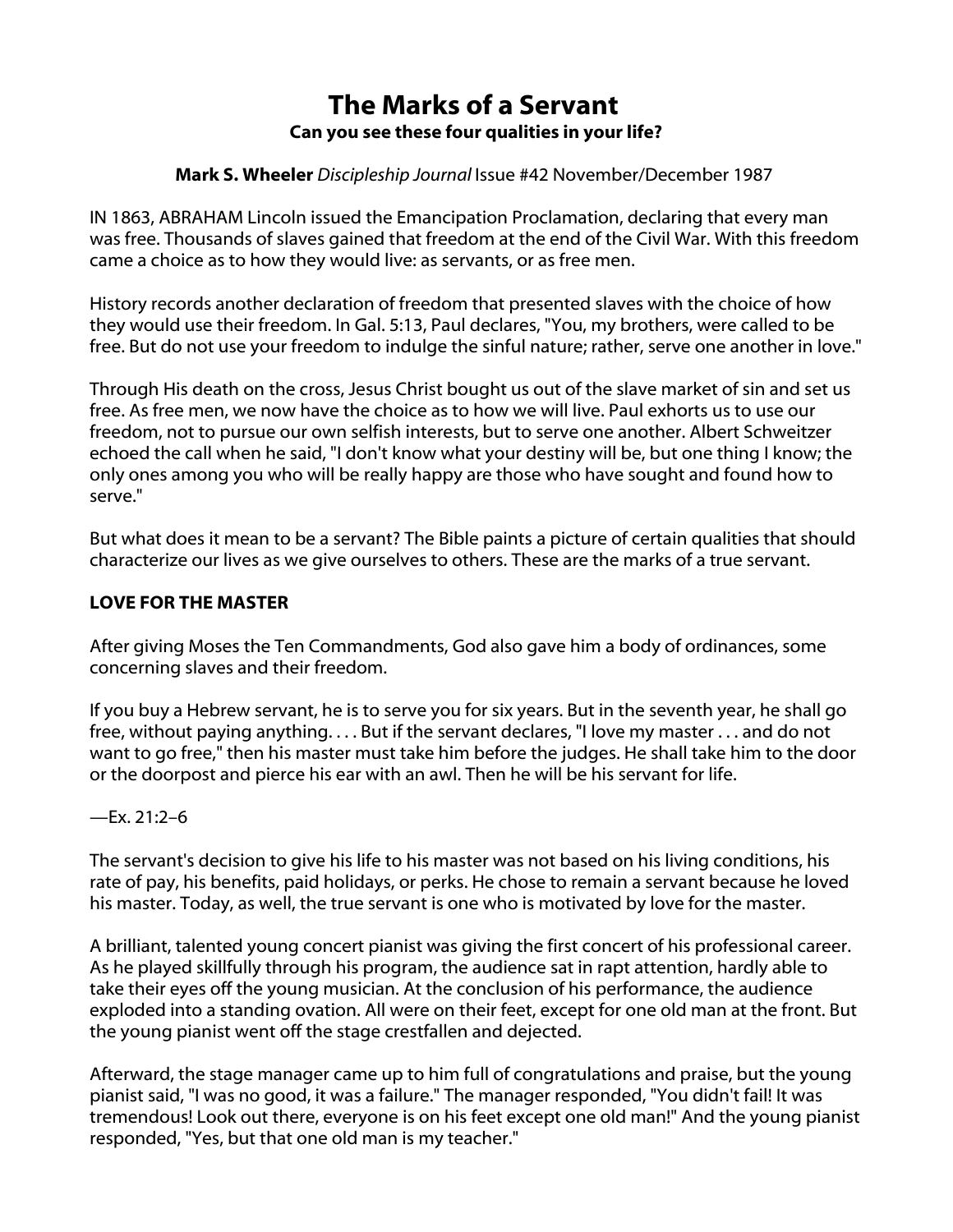# The Marks of a Servant

**Can you see these four qualities in your life?**

**Mark S. Wheeler** *Discipleship Journal* Issue #42 November/December 1987

IN 1863, ABRAHAM Lincoln issued the Emancipation Proclamation, declaring that every man was free. Thousands of slaves gained that freedom at the end of the Civil War. With this freedom came a choice as to how they would live: as servants, or as free men.

History records another declaration of freedom that presented slaves with the choice of how they would use their freedom. In Gal. 5:13, Paul declares, "You, my brothers, were called to be free. But do not use your freedom to indulge the sinful nature; rather, serve one another in love."

Through His death on the cross, Jesus Christ bought us out of the slave market of sin and set us free. As free men, we now have the choice as to how we will live. Paul exhorts us to use our freedom, not to pursue our own selfish interests, but to serve one another. Albert Schweitzer echoed the call when he said, "I don't know what your destiny will be, but one thing I know; the only ones among you who will be really happy are those who have sought and found how to serve."

But what does it mean to be a servant? The Bible paints a picture of certain qualities that should characterize our lives as we give ourselves to others. These are the marks of a true servant.

**LOVE FOR THE MASTER**

After giving Moses the Ten Commandments, God also gave him a body of ordinances, some concerning slaves and their freedom.

If you buy a Hebrew servant, he is to serve you for six years. But in the seventh year, he shall go free, without paying anything. . . . But if the servant declares, "I love my master . . . and do not want to go free," then his master must take him before the judges. He shall take him to the door or the doorpost and pierce his ear with an awl. Then he will be his servant for life.

—Ex. 21:2–6

The servant's decision to give his life to his master was not based on his living conditions, his rate of pay, his benefits, paid holidays, or perks. He chose to remain a servant because he loved his master. Today, as well, the true servant is one who is motivated by love for the master.

A brilliant, talented young concert pianist was giving the first concert of his professional career. As he played skillfully through his program, the audience sat in rapt attention, hardly able to take their eyes off the young musician. At the conclusion of his performance, the audience exploded into a standing ovation. All were on their feet, except for one old man at the front. But the young pianist went off the stage crestfallen and dejected.

Afterward, the stage manager came up to him full of congratulations and praise, but the young pianist said, "I was no good, it was a failure." The manager responded, "You didn't fail! It was tremendous! Look out there, everyone is on his feet except one old man!" And the young pianist responded, "Yes, but that one old man is my teacher."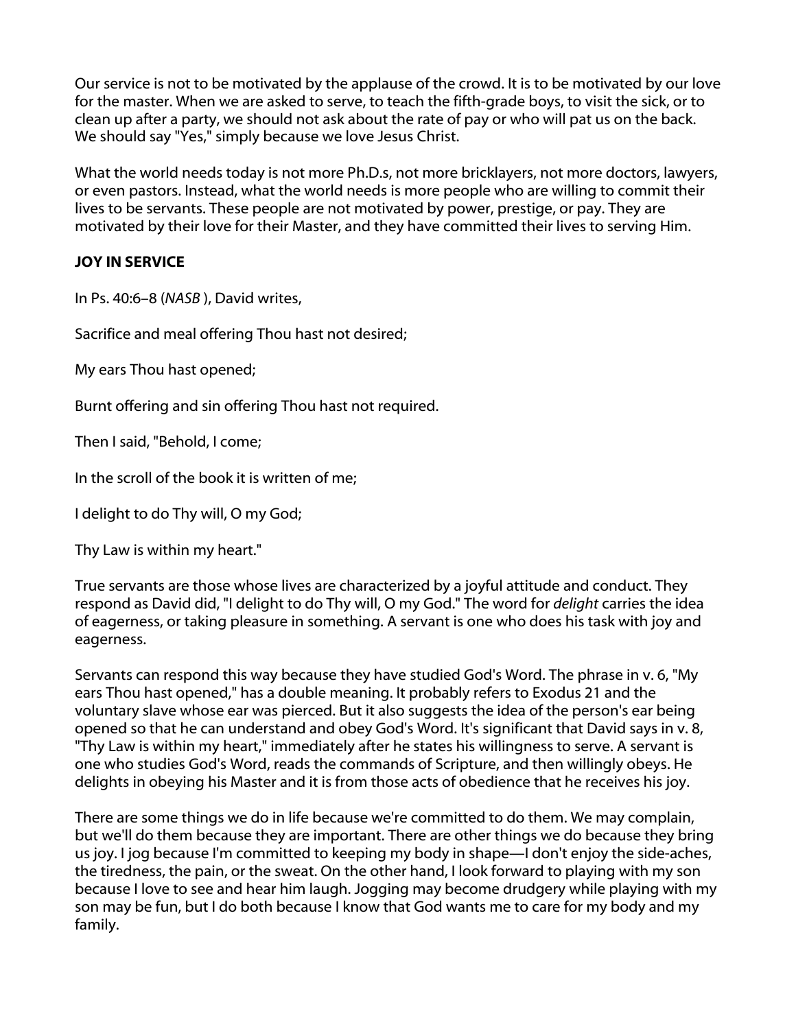Our service is not to be motivated by the applause of the crowd. It is to be motivated by our love for the master. When we are asked to serve, to teach the fifth-grade boys, to visit the sick, or to clean up after a party, we should not ask about the rate of pay or who will pat us on the back. We should say "Yes," simply because we love Jesus Christ.

What the world needs today is not more Ph.D.s, not more bricklayers, not more doctors, lawyers, or even pastors. Instead, what the world needs is more people who are willing to commit their lives to be servants. These people are not motivated by power, prestige, or pay. They are motivated by their love for their Master, and they have committed their lives to serving Him.

**JOY IN SERVICE**

In Ps. 40:6–8 (*NASB* ), David writes,

Sacrifice and meal offering Thou hast not desired;

My ears Thou hast opened;

Burnt offering and sin offering Thou hast not required.

Then I said, "Behold, I come;

In the scroll of the book it is written of me;

I delight to do Thy will, O my God;

Thy Law is within my heart."

True servants are those whose lives are characterized by a joyful attitude and conduct. They respond as David did, "I delight to do Thy will, O my God." The word for *delight* carries the idea of eagerness, or taking pleasure in something. A servant is one who does his task with joy and eagerness.

Servants can respond this way because they have studied God's Word. The phrase in v. 6, "My ears Thou hast opened," has a double meaning. It probably refers to Exodus 21 and the voluntary slave whose ear was pierced. But it also suggests the idea of the person's ear being opened so that he can understand and obey God's Word. It's significant that David says in v. 8, "Thy Law is within my heart," immediately after he states his willingness to serve. A servant is one who studies God's Word, reads the commands of Scripture, and then willingly obeys. He delights in obeying his Master and it is from those acts of obedience that he receives his joy.

There are some things we do in life because we're committed to do them. We may complain, but we'll do them because they are important. There are other things we do because they bring us joy. I jog because I'm committed to keeping my body in shape—I don't enjoy the side-aches, the tiredness, the pain, or the sweat. On the other hand, I look forward to playing with my son because I love to see and hear him laugh. Jogging may become drudgery while playing with my son may be fun, but I do both because I know that God wants me to care for my body and my family.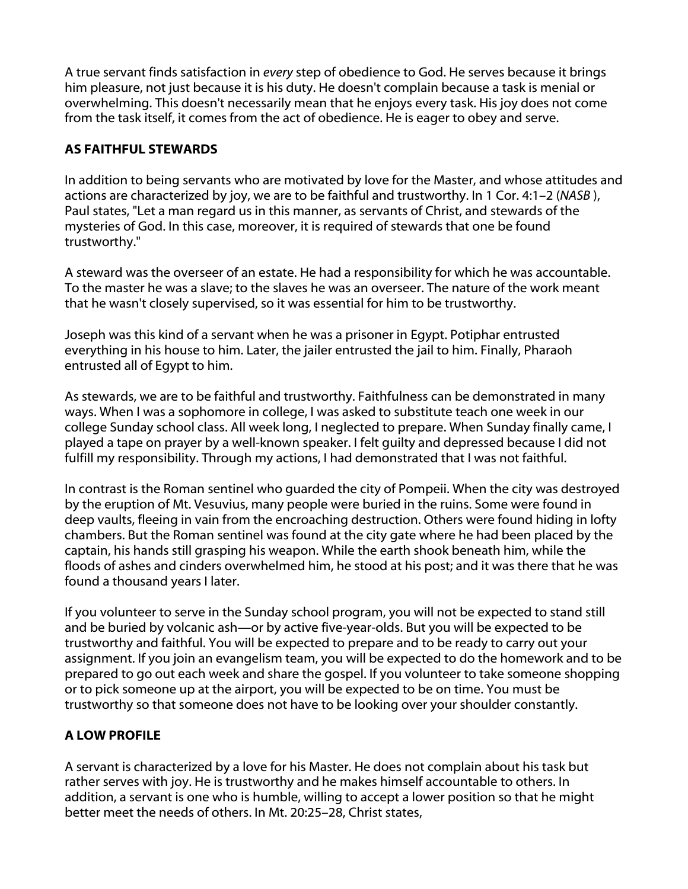A true servant finds satisfaction in *every* step of obedience to God. He serves because it brings him pleasure, not just because it is his duty. He doesn't complain because a task is menial or overwhelming. This doesn't necessarily mean that he enjoys every task. His joy does not come from the task itself, it comes from the act of obedience. He is eager to obey and serve.

## AS FAITHFUL STEWARDS

In addition to being servants who are motivated by love for the Master, and whose attitudes and actions are characterized by joy, we are to be faithful and trustworthy. In 1 Cor. 4:1–2 (*NASB* ), Paul states, "Let a man regard us in this manner, as servants of Christ, and stewards of the mysteries of God. In this case, moreover, it is required of stewards that one be found trustworthy."

A steward was the overseer of an estate. He had a responsibility for which he was accountable. To the master he was a slave; to the slaves he was an overseer. The nature of the work meant that he wasn't closely supervised, so it was essential for him to be trustworthy.

Joseph was this kind of a servant when he was a prisoner in Egypt. Potiphar entrusted everything in his house to him. Later, the jailer entrusted the jail to him. Finally, Pharaoh entrusted all of Egypt to him.

As stewards, we are to be faithful and trustworthy. Faithfulness can be demonstrated in many ways. When I was a sophomore in college, I was asked to substitute teach one week in our college Sunday school class. All week long, I neglected to prepare. When Sunday finally came, I played a tape on prayer by a well-known speaker. I felt guilty and depressed because I did not fulfill my responsibility. Through my actions, I had demonstrated that I was not faithful.

In contrast is the Roman sentinel who guarded the city of Pompeii. When the city was destroyed by the eruption of Mt. Vesuvius, many people were buried in the ruins. Some were found in deep vaults, fleeing in vain from the encroaching destruction. Others were found hiding in lofty chambers. But the Roman sentinel was found at the city gate where he had been placed by the captain, his hands still grasping his weapon. While the earth shook beneath him, while the floods of ashes and cinders overwhelmed him, he stood at his post; and it was there that he was found a thousand years I later.

If you volunteer to serve in the Sunday school program, you will not be expected to stand still and be buried by volcanic ash—or by active five-year-olds. But you will be expected to be trustworthy and faithful. You will be expected to prepare and to be ready to carry out your assignment. If you join an evangelism team, you will be expected to do the homework and to be prepared to go out each week and share the gospel. If you volunteer to take someone shopping or to pick someone up at the airport, you will be expected to be on time. You must be trustworthy so that someone does not have to be looking over your shoulder constantly.

## A LOW PROFILE

A servant is characterized by a love for his Master. He does not complain about his task but rather serves with joy. He is trustworthy and he makes himself accountable to others. In addition, a servant is one who is humble, willing to accept a lower position so that he might better meet the needs of others. In Mt. 20:25–28, Christ states,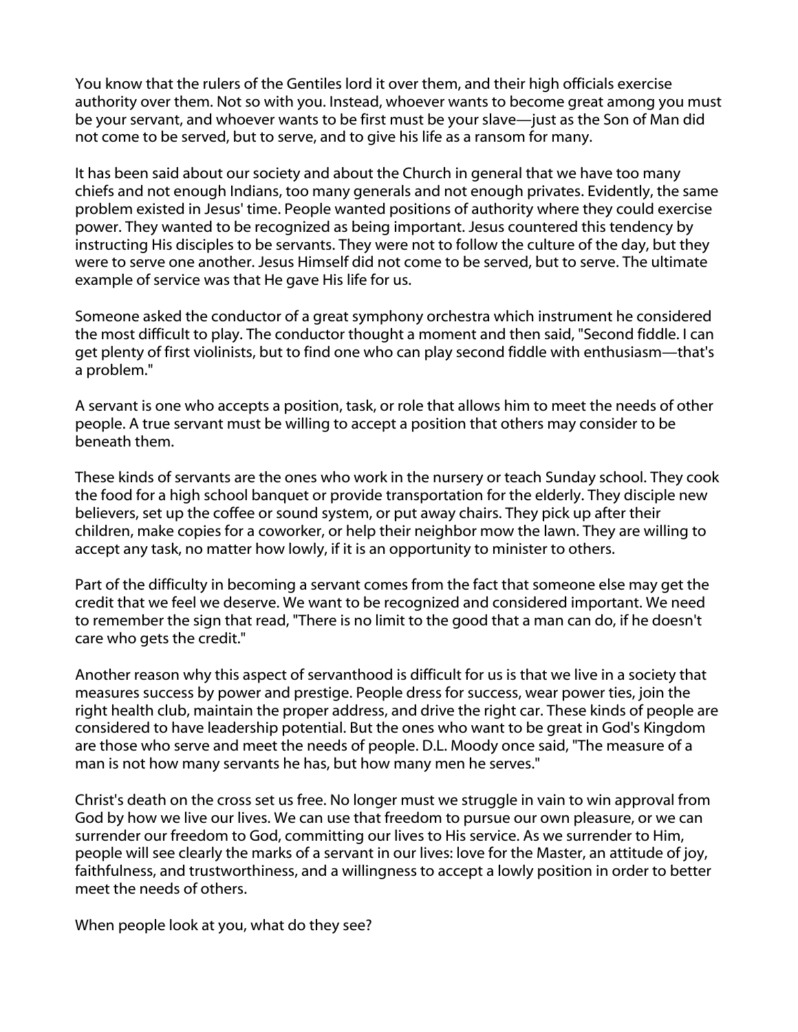You know that the rulers of the Gentiles lord it over them, and their high officials exercise authority over them. Not so with you. Instead, whoever wants to become great among you must be your servant, and whoever wants to be first must be your slave—just as the Son of Man did not come to be served, but to serve, and to give his life as a ransom for many.

It has been said about our society and about the Church in general that we have too many chiefs and not enough Indians, too many generals and not enough privates. Evidently, the same problem existed in Jesus' time. People wanted positions of authority where they could exercise power. They wanted to be recognized as being important. Jesus countered this tendency by instructing His disciples to be servants. They were not to follow the culture of the day, but they were to serve one another. Jesus Himself did not come to be served, but to serve. The ultimate example of service was that He gave His life for us.

Someone asked the conductor of a great symphony orchestra which instrument he considered the most difficult to play. The conductor thought a moment and then said, "Second fiddle. I can get plenty of first violinists, but to find one who can play second fiddle with enthusiasm—that's a problem."

A servant is one who accepts a position, task, or role that allows him to meet the needs of other people. A true servant must be willing to accept a position that others may consider to be beneath them.

These kinds of servants are the ones who work in the nursery or teach Sunday school. They cook the food for a high school banquet or provide transportation for the elderly. They disciple new believers, set up the coffee or sound system, or put away chairs. They pick up after their children, make copies for a coworker, or help their neighbor mow the lawn. They are willing to accept any task, no matter how lowly, if it is an opportunity to minister to others.

Part of the difficulty in becoming a servant comes from the fact that someone else may get the credit that we feel we deserve. We want to be recognized and considered important. We need to remember the sign that read, "There is no limit to the good that a man can do, if he doesn't care who gets the credit."

Another reason why this aspect of servanthood is difficult for us is that we live in a society that measures success by power and prestige. People dress for success, wear power ties, join the right health club, maintain the proper address, and drive the right car. These kinds of people are considered to have leadership potential. But the ones who want to be great in God's Kingdom are those who serve and meet the needs of people. D.L. Moody once said, "The measure of a man is not how many servants he has, but how many men he serves."

Christ's death on the cross set us free. No longer must we struggle in vain to win approval from God by how we live our lives. We can use that freedom to pursue our own pleasure, or we can surrender our freedom to God, committing our lives to His service. As we surrender to Him, people will see clearly the marks of a servant in our lives: love for the Master, an attitude of joy, faithfulness, and trustworthiness, and a willingness to accept a lowly position in order to better meet the needs of others.

When people look at you, what do they see?